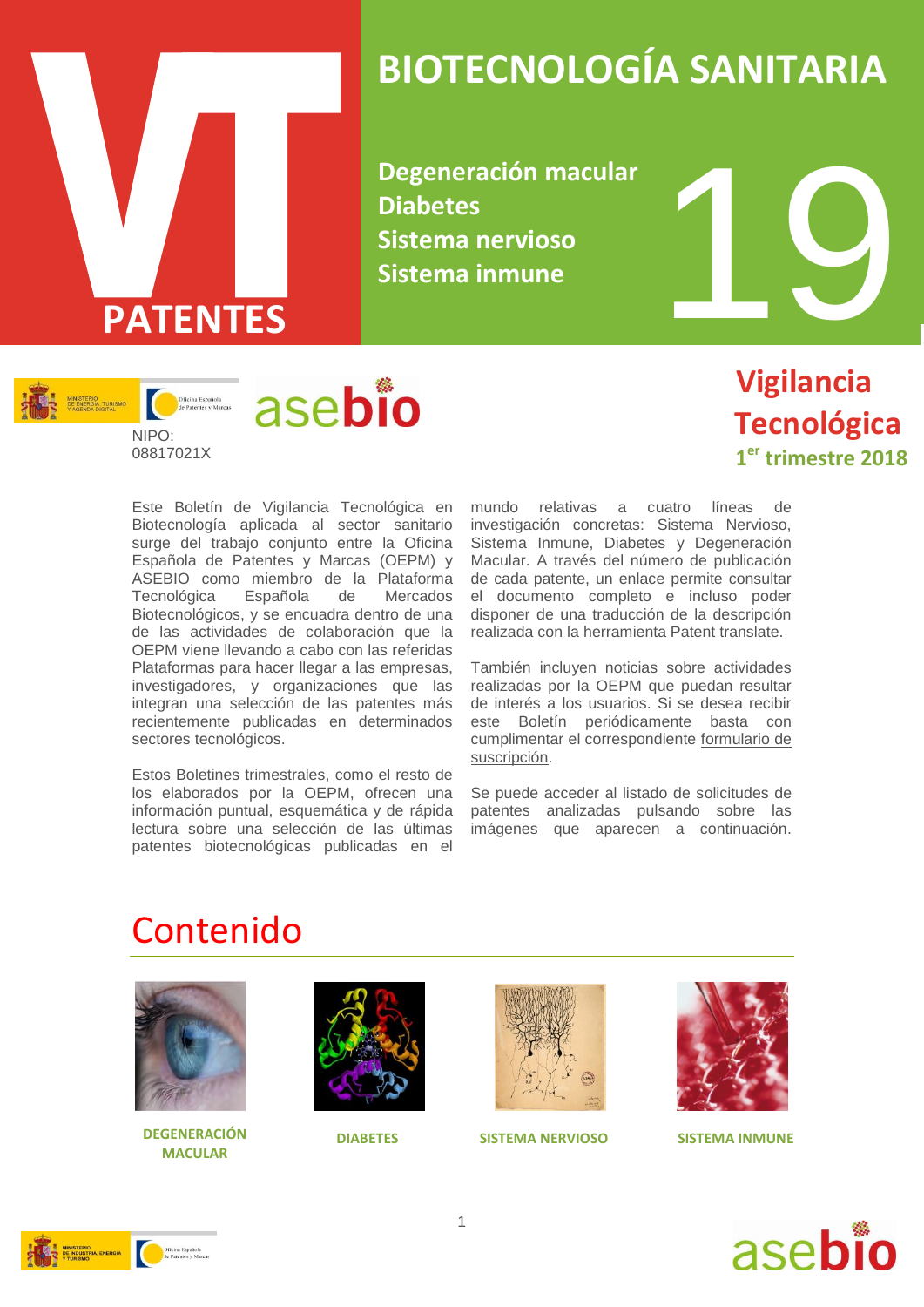# VT PATENTES

# BIOTECNOLOGÍA SANITARIA

**Degeneración macular**
**Diabetes**
**Sistema nervioso**
**Sistema inmune**

19

NIPO: 08817021X

## Vigilancia Tecnológica

**1er trimestre 2018**

Este Boletín de Vigilancia Tecnológica en Biotecnología aplicada al sector sanitario surge del trabajo conjunto entre la Oficina Española de Patentes y Marcas (OEPM) y ASEBIO como miembro de la Plataforma Tecnológica Española de Mercados Biotecnológicos, y se encuadra dentro de una de las actividades de colaboración que la OEPM viene llevando a cabo con las referidas Plataformas para hacer llegar a las empresas, investigadores, y organizaciones que las integran una selección de las patentes más recientemente publicadas en determinados sectores tecnológicos.

Estos Boletines trimestrales, como el resto de los elaborados por la OEPM, ofrecen una información puntual, esquemática y de rápida lectura sobre una selección de las últimas patentes biotecnológicas publicadas en el mundo relativas a cuatro líneas de investigación concretas: Sistema Nervioso, Sistema Inmune, Diabetes y Degeneración Macular. A través del número de publicación de cada patente, un enlace permite consultar el documento completo e incluso poder disponer de una traducción de la descripción realizada con la herramienta Patent translate.

También incluyen noticias sobre actividades realizadas por la OEPM que puedan resultar de interés a los usuarios. Si se desea recibir este Boletín periódicamente basta con cumplimentar el correspondiente formulario de suscripción.

Se puede acceder al listado de solicitudes de patentes analizadas pulsando sobre las imágenes que aparecen a continuación.

# Contenido

DEGENERACIÓN MACULAR

DIABETES

SISTEMA NERVIOSO

SISTEMA INMUNE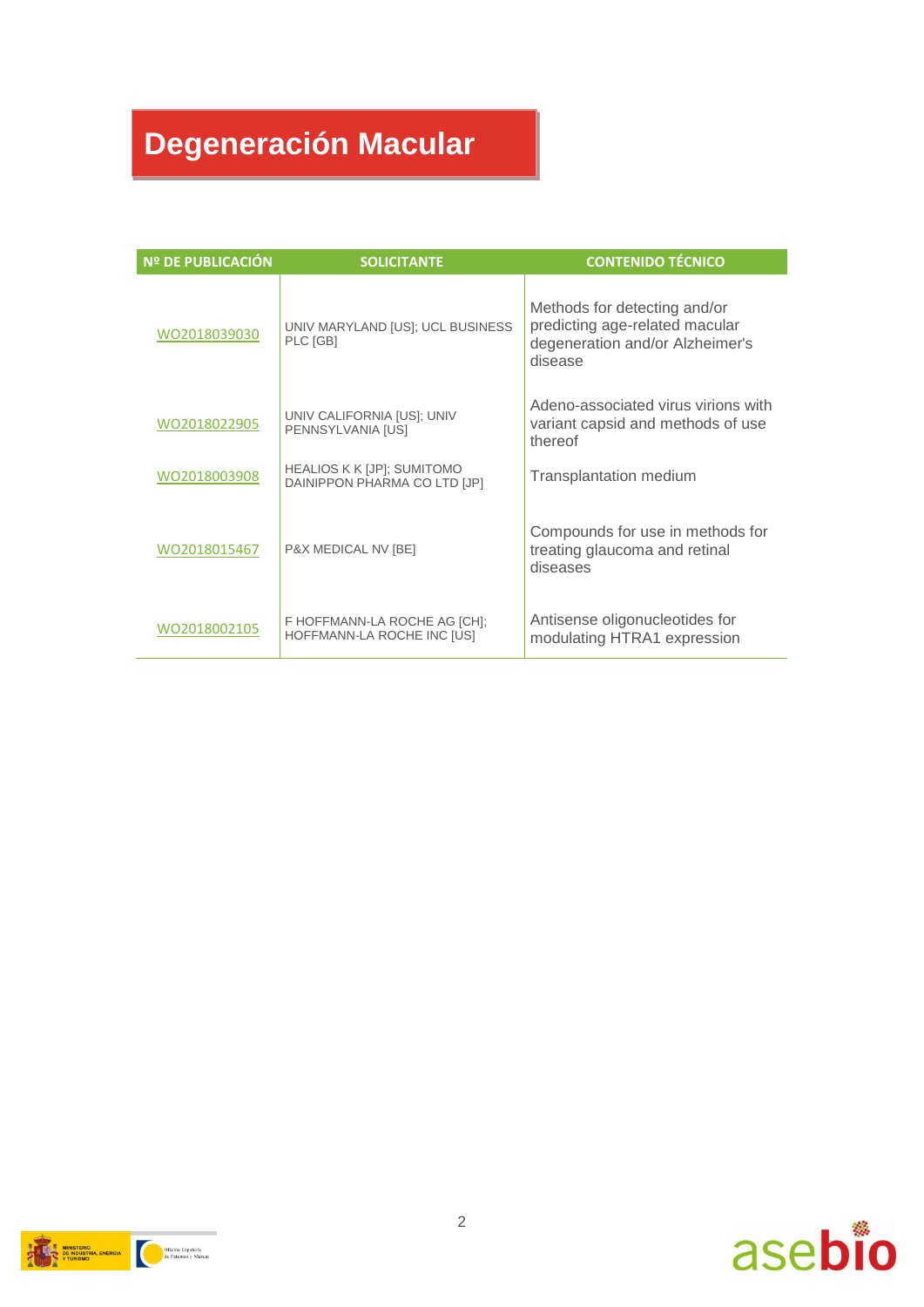# Degeneración Macular

| Nº DE PUBLICACIÓN | SOLICITANTE | CONTENIDO TÉCNICO |
|---|---|---|
| WO2018039030 | UNIV MARYLAND [US]; UCL BUSINESS PLC [GB] | Methods for detecting and/or predicting age-related macular degeneration and/or Alzheimer's disease |
| WO2018022905 | UNIV CALIFORNIA [US]; UNIV PENNSYLVANIA [US] | Adeno-associated virus virions with variant capsid and methods of use thereof |
| WO2018003908 | HEALIOS K K [JP]; SUMITOMO DAINIPPON PHARMA CO LTD [JP] | Transplantation medium |
| WO2018015467 | P&X MEDICAL NV [BE] | Compounds for use in methods for treating glaucoma and retinal diseases |
| WO2018002105 | F HOFFMANN-LA ROCHE AG [CH]; HOFFMANN-LA ROCHE INC [US] | Antisense oligonucleotides for modulating HTRA1 expression |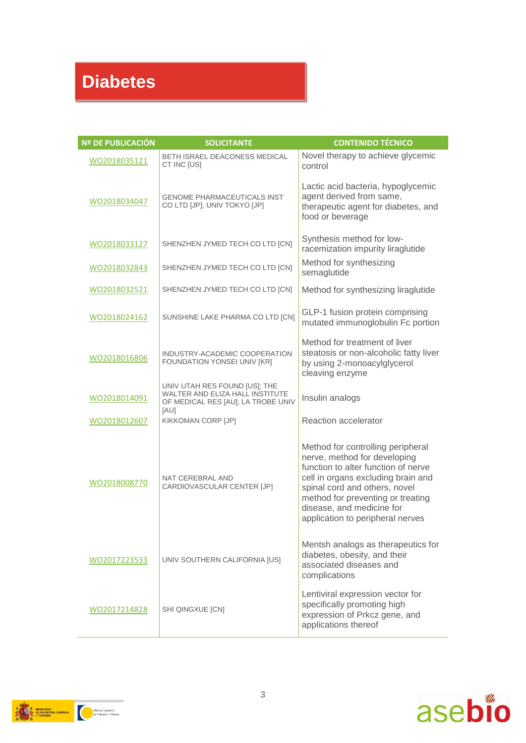# Diabetes

| Nº DE PUBLICACIÓN | SOLICITANTE | CONTENIDO TÉCNICO |
|---|---|---|
| WO2018035121 | BETH ISRAEL DEACONESS MEDICAL CT INC [US] | Novel therapy to achieve glycemic control |
| WO2018034047 | GENOME PHARMACEUTICALS INST CO LTD [JP]; UNIV TOKYO [JP] | Lactic acid bacteria, hypoglycemic agent derived from same, therapeutic agent for diabetes, and food or beverage |
| WO2018033127 | SHENZHEN JYMED TECH CO LTD [CN] | Synthesis method for low-racemization impurity liraglutide |
| WO2018032843 | SHENZHEN JYMED TECH CO LTD [CN] | Method for synthesizing semaglutide |
| WO2018032521 | SHENZHEN JYMED TECH CO LTD [CN] | Method for synthesizing liraglutide |
| WO2018024162 | SUNSHINE LAKE PHARMA CO LTD [CN] | GLP-1 fusion protein comprising mutated immunoglobulin Fc portion |
| WO2018016806 | INDUSTRY-ACADEMIC COOPERATION FOUNDATION YONSEI UNIV [KR] | Method for treatment of liver steatosis or non-alcoholic fatty liver by using 2-monoacylglycerol cleaving enzyme |
| WO2018014091 | UNIV UTAH RES FOUND [US]; THE WALTER AND ELIZA HALL INSTITUTE OF MEDICAL RES [AU]; LA TROBE UNIV [AU] | Insulin analogs |
| WO2018012607 | KIKKOMAN CORP [JP] | Reaction accelerator |
| WO2018008770 | NAT CEREBRAL AND CARDIOVASCULAR CENTER [JP] | Method for controlling peripheral nerve, method for developing function to alter function of nerve cell in organs excluding brain and spinal cord and others, novel method for preventing or treating disease, and medicine for application to peripheral nerves |
| WO2017223533 | UNIV SOUTHERN CALIFORNIA [US] | Mentsh analogs as therapeutics for diabetes, obesity, and their associated diseases and complications |
| WO2017214828 | SHI QINGXUE [CN] | Lentiviral expression vector for specifically promoting high expression of Prkcz gene, and applications thereof |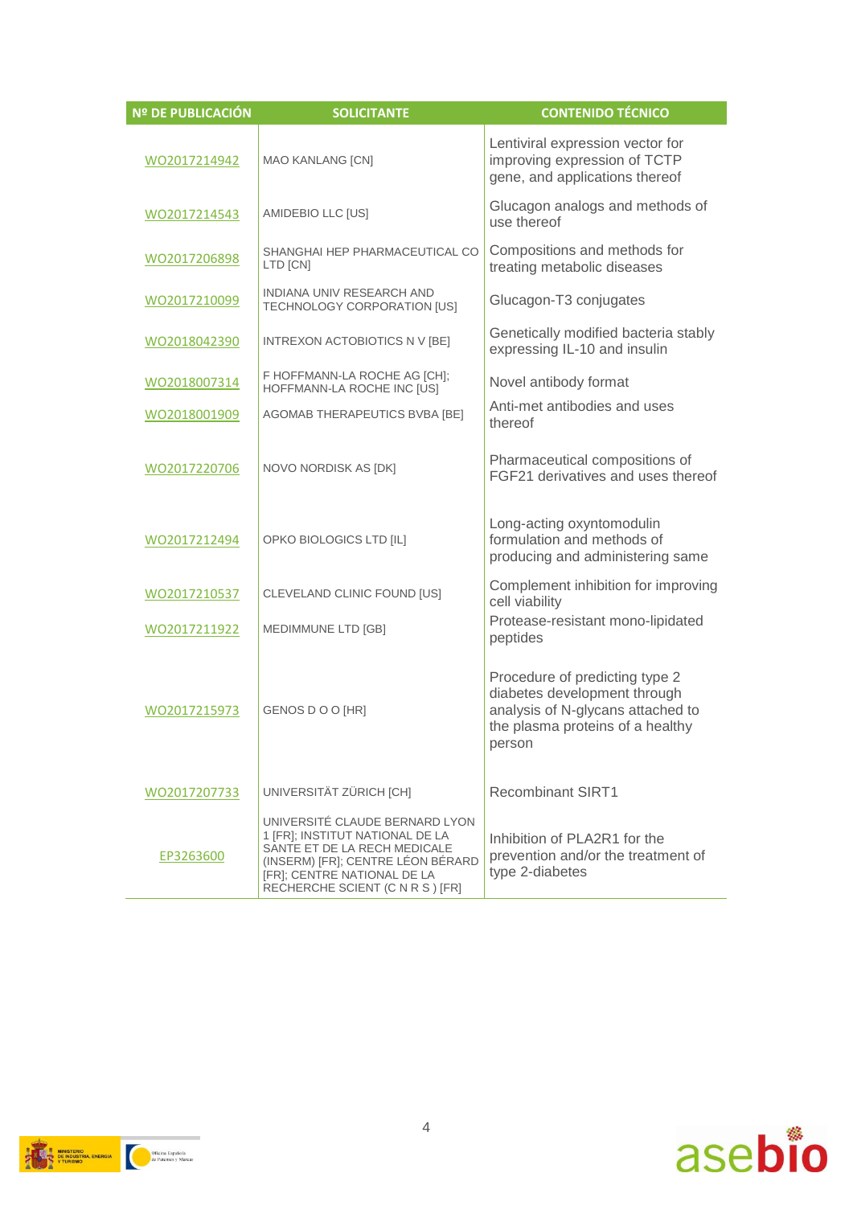| Nº DE PUBLICACIÓN | SOLICITANTE | CONTENIDO TÉCNICO |
|---|---|---|
| WO2017214942 | MAO KANLANG [CN] | Lentiviral expression vector for improving expression of TCTP gene, and applications thereof |
| WO2017214543 | AMIDEBIO LLC [US] | Glucagon analogs and methods of use thereof |
| WO2017206898 | SHANGHAI HEP PHARMACEUTICAL CO LTD [CN] | Compositions and methods for treating metabolic diseases |
| WO2017210099 | INDIANA UNIV RESEARCH AND TECHNOLOGY CORPORATION [US] | Glucagon-T3 conjugates |
| WO2018042390 | INTREXON ACTOBIOTICS N V [BE] | Genetically modified bacteria stably expressing IL-10 and insulin |
| WO2018007314 | F HOFFMANN-LA ROCHE AG [CH]; HOFFMANN-LA ROCHE INC [US] | Novel antibody format |
| WO2018001909 | AGOMAB THERAPEUTICS BVBA [BE] | Anti-met antibodies and uses thereof |
| WO2017220706 | NOVO NORDISK AS [DK] | Pharmaceutical compositions of FGF21 derivatives and uses thereof |
| WO2017212494 | OPKO BIOLOGICS LTD [IL] | Long-acting oxyntomodulin formulation and methods of producing and administering same |
| WO2017210537 | CLEVELAND CLINIC FOUND [US] | Complement inhibition for improving cell viability |
| WO2017211922 | MEDIMMUNE LTD [GB] | Protease-resistant mono-lipidated peptides |
| WO2017215973 | GENOS D O O [HR] | Procedure of predicting type 2 diabetes development through analysis of N-glycans attached to the plasma proteins of a healthy person |
| WO2017207733 | UNIVERSITÄT ZÜRICH [CH] | Recombinant SIRT1 |
| EP3263600 | UNIVERSITÉ CLAUDE BERNARD LYON 1 [FR]; INSTITUT NATIONAL DE LA SANTE ET DE LA RECH MEDICALE (INSERM) [FR]; CENTRE LÉON BÉRARD [FR]; CENTRE NATIONAL DE LA RECHERCHE SCIENT (C N R S ) [FR] | Inhibition of PLA2R1 for the prevention and/or the treatment of type 2-diabetes |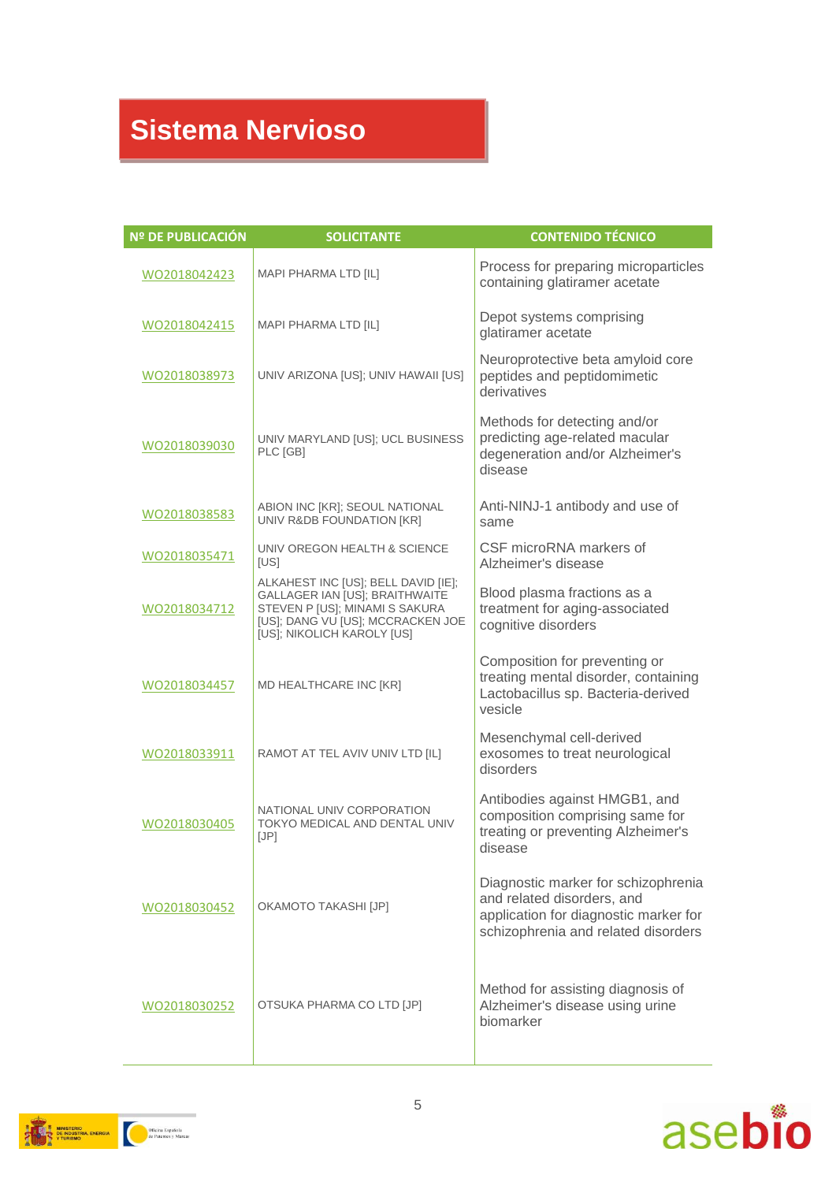# Sistema Nervioso

| Nº DE PUBLICACIÓN | SOLICITANTE | CONTENIDO TÉCNICO |
|---|---|---|
| WO2018042423 | MAPI PHARMA LTD [IL] | Process for preparing microparticles containing glatiramer acetate |
| WO2018042415 | MAPI PHARMA LTD [IL] | Depot systems comprising glatiramer acetate |
| WO2018038973 | UNIV ARIZONA [US]; UNIV HAWAII [US] | Neuroprotective beta amyloid core peptides and peptidomimetic derivatives |
| WO2018039030 | UNIV MARYLAND [US]; UCL BUSINESS PLC [GB] | Methods for detecting and/or predicting age-related macular degeneration and/or Alzheimer's disease |
| WO2018038583 | ABION INC [KR]; SEOUL NATIONAL UNIV R&DB FOUNDATION [KR] | Anti-NINJ-1 antibody and use of same |
| WO2018035471 | UNIV OREGON HEALTH & SCIENCE [US] | CSF microRNA markers of Alzheimer's disease |
| WO2018034712 | ALKAHEST INC [US]; BELL DAVID [IE]; GALLAGER IAN [US]; BRAITHWAITE STEVEN P [US]; MINAMI S SAKURA [US]; DANG VU [US]; MCCRACKEN JOE [US]; NIKOLICH KAROLY [US] | Blood plasma fractions as a treatment for aging-associated cognitive disorders |
| WO2018034457 | MD HEALTHCARE INC [KR] | Composition for preventing or treating mental disorder, containing Lactobacillus sp. Bacteria-derived vesicle |
| WO2018033911 | RAMOT AT TEL AVIV UNIV LTD [IL] | Mesenchymal cell-derived exosomes to treat neurological disorders |
| WO2018030405 | NATIONAL UNIV CORPORATION TOKYO MEDICAL AND DENTAL UNIV [JP] | Antibodies against HMGB1, and composition comprising same for treating or preventing Alzheimer's disease |
| WO2018030452 | OKAMOTO TAKASHI [JP] | Diagnostic marker for schizophrenia and related disorders, and application for diagnostic marker for schizophrenia and related disorders |
| WO2018030252 | OTSUKA PHARMA CO LTD [JP] | Method for assisting diagnosis of Alzheimer's disease using urine biomarker |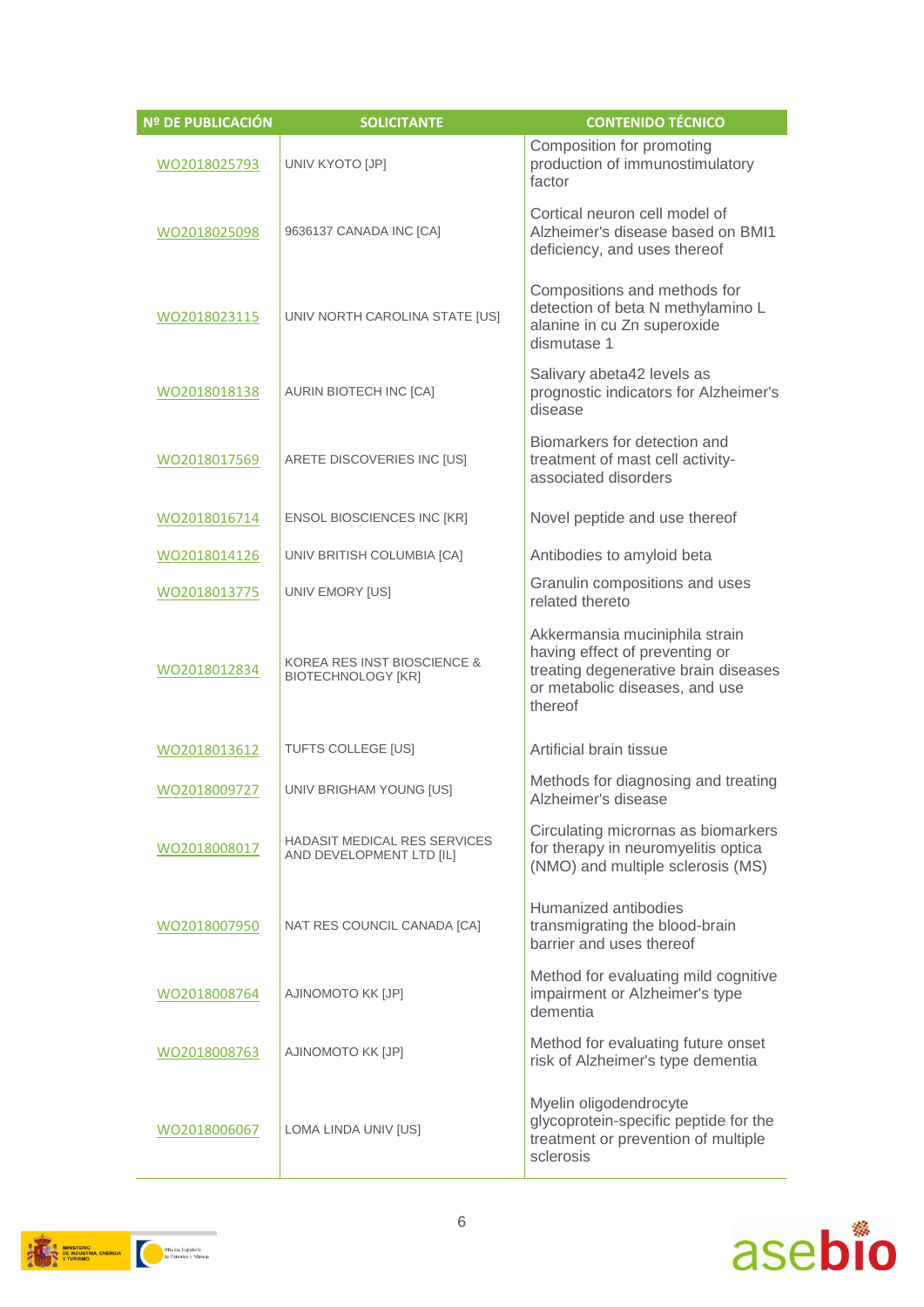| Nº DE PUBLICACIÓN | SOLICITANTE | CONTENIDO TÉCNICO |
|---|---|---|
| WO2018025793 | UNIV KYOTO [JP] | Composition for promoting production of immunostimulatory factor |
| WO2018025098 | 9636137 CANADA INC [CA] | Cortical neuron cell model of Alzheimer's disease based on BMI1 deficiency, and uses thereof |
| WO2018023115 | UNIV NORTH CAROLINA STATE [US] | Compositions and methods for detection of beta N methylamino L alanine in cu Zn superoxide dismutase 1 |
| WO2018018138 | AURIN BIOTECH INC [CA] | Salivary abeta42 levels as prognostic indicators for Alzheimer's disease |
| WO2018017569 | ARETE DISCOVERIES INC [US] | Biomarkers for detection and treatment of mast cell activity-associated disorders |
| WO2018016714 | ENSOL BIOSCIENCES INC [KR] | Novel peptide and use thereof |
| WO2018014126 | UNIV BRITISH COLUMBIA [CA] | Antibodies to amyloid beta |
| WO2018013775 | UNIV EMORY [US] | Granulin compositions and uses related thereto |
| WO2018012834 | KOREA RES INST BIOSCIENCE & BIOTECHNOLOGY [KR] | Akkermansia muciniphila strain having effect of preventing or treating degenerative brain diseases or metabolic diseases, and use thereof |
| WO2018013612 | TUFTS COLLEGE [US] | Artificial brain tissue |
| WO2018009727 | UNIV BRIGHAM YOUNG [US] | Methods for diagnosing and treating Alzheimer's disease |
| WO2018008017 | HADASIT MEDICAL RES SERVICES AND DEVELOPMENT LTD [IL] | Circulating micrornas as biomarkers for therapy in neuromyelitis optica (NMO) and multiple sclerosis (MS) |
| WO2018007950 | NAT RES COUNCIL CANADA [CA] | Humanized antibodies transmigrating the blood-brain barrier and uses thereof |
| WO2018008764 | AJINOMOTO KK [JP] | Method for evaluating mild cognitive impairment or Alzheimer's type dementia |
| WO2018008763 | AJINOMOTO KK [JP] | Method for evaluating future onset risk of Alzheimer's type dementia |
| WO2018006067 | LOMA LINDA UNIV [US] | Myelin oligodendrocyte glycoprotein-specific peptide for the treatment or prevention of multiple sclerosis |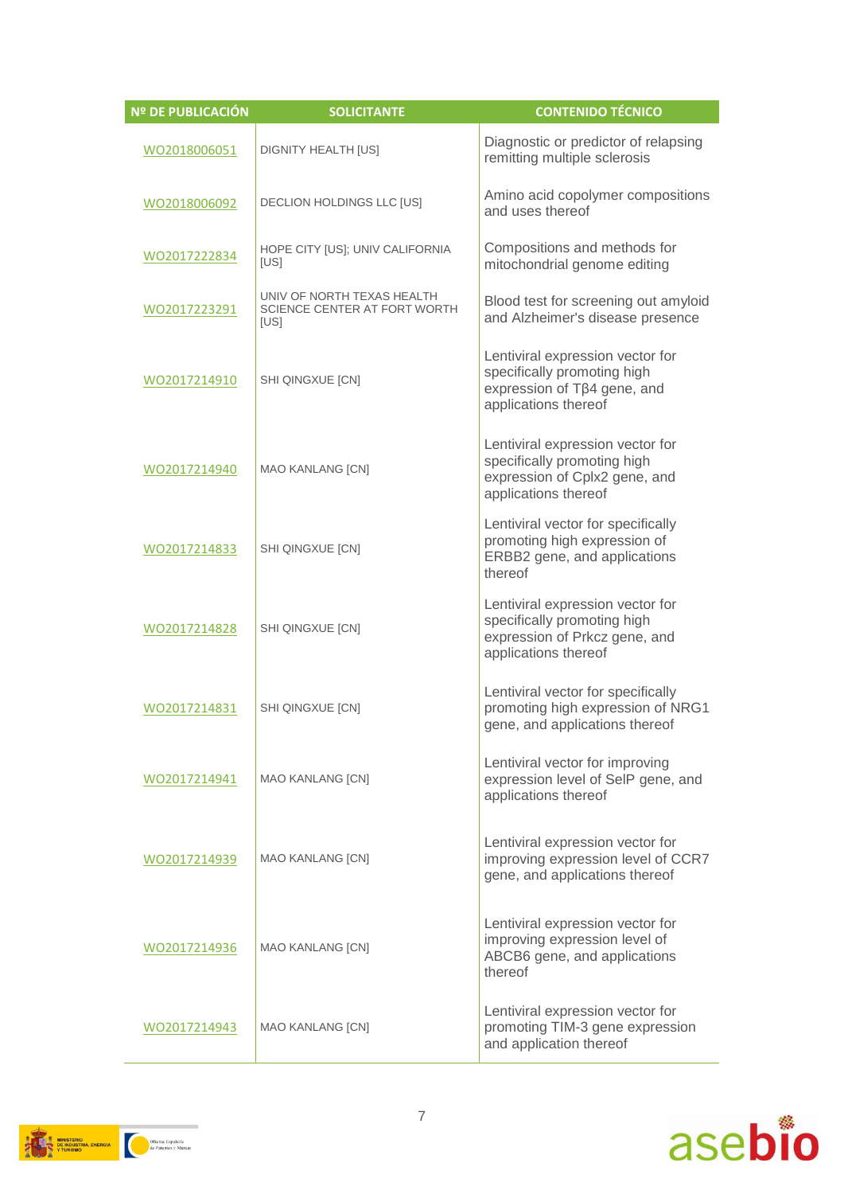| Nº DE PUBLICACIÓN | SOLICITANTE | CONTENIDO TÉCNICO |
|---|---|---|
| WO2018006051 | DIGNITY HEALTH [US] | Diagnostic or predictor of relapsing remitting multiple sclerosis |
| WO2018006092 | DECLION HOLDINGS LLC [US] | Amino acid copolymer compositions and uses thereof |
| WO2017222834 | HOPE CITY [US]; UNIV CALIFORNIA [US] | Compositions and methods for mitochondrial genome editing |
| WO2017223291 | UNIV OF NORTH TEXAS HEALTH SCIENCE CENTER AT FORT WORTH [US] | Blood test for screening out amyloid and Alzheimer's disease presence |
| WO2017214910 | SHI QINGXUE [CN] | Lentiviral expression vector for specifically promoting high expression of Tβ4 gene, and applications thereof |
| WO2017214940 | MAO KANLANG [CN] | Lentiviral expression vector for specifically promoting high expression of Cplx2 gene, and applications thereof |
| WO2017214833 | SHI QINGXUE [CN] | Lentiviral vector for specifically promoting high expression of ERBB2 gene, and applications thereof |
| WO2017214828 | SHI QINGXUE [CN] | Lentiviral expression vector for specifically promoting high expression of Prkcz gene, and applications thereof |
| WO2017214831 | SHI QINGXUE [CN] | Lentiviral vector for specifically promoting high expression of NRG1 gene, and applications thereof |
| WO2017214941 | MAO KANLANG [CN] | Lentiviral vector for improving expression level of SelP gene, and applications thereof |
| WO2017214939 | MAO KANLANG [CN] | Lentiviral expression vector for improving expression level of CCR7 gene, and applications thereof |
| WO2017214936 | MAO KANLANG [CN] | Lentiviral expression vector for improving expression level of ABCB6 gene, and applications thereof |
| WO2017214943 | MAO KANLANG [CN] | Lentiviral expression vector for promoting TIM-3 gene expression and application thereof |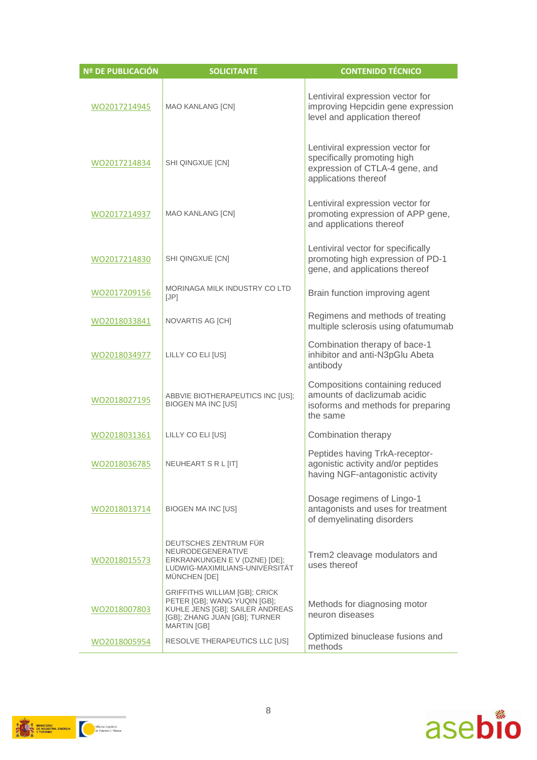| Nº DE PUBLICACIÓN | SOLICITANTE | CONTENIDO TÉCNICO |
| --- | --- | --- |
| WO2017214945 | MAO KANLANG [CN] | Lentiviral expression vector for improving Hepcidin gene expression level and application thereof |
| WO2017214834 | SHI QINGXUE [CN] | Lentiviral expression vector for specifically promoting high expression of CTLA-4 gene, and applications thereof |
| WO2017214937 | MAO KANLANG [CN] | Lentiviral expression vector for promoting expression of APP gene, and applications thereof |
| WO2017214830 | SHI QINGXUE [CN] | Lentiviral vector for specifically promoting high expression of PD-1 gene, and applications thereof |
| WO2017209156 | MORINAGA MILK INDUSTRY CO LTD [JP] | Brain function improving agent |
| WO2018033841 | NOVARTIS AG [CH] | Regimens and methods of treating multiple sclerosis using ofatumumab |
| WO2018034977 | LILLY CO ELI [US] | Combination therapy of bace-1 inhibitor and anti-N3pGlu Abeta antibody |
| WO2018027195 | ABBVIE BIOTHERAPEUTICS INC [US]; BIOGEN MA INC [US] | Compositions containing reduced amounts of daclizumab acidic isoforms and methods for preparing the same |
| WO2018031361 | LILLY CO ELI [US] | Combination therapy |
| WO2018036785 | NEUHEART S R L [IT] | Peptides having TrkA-receptor-agonistic activity and/or peptides having NGF-antagonistic activity |
| WO2018013714 | BIOGEN MA INC [US] | Dosage regimens of Lingo-1 antagonists and uses for treatment of demyelinating disorders |
| WO2018015573 | DEUTSCHES ZENTRUM FÜR NEURODEGENERATIVE ERKRANKUNGEN E V (DZNE) [DE]; LUDWIG-MAXIMILIANS-UNIVERSITÄT MÜNCHEN [DE] | Trem2 cleavage modulators and uses thereof |
| WO2018007803 | GRIFFITHS WILLIAM [GB]; CRICK PETER [GB]; WANG YUQIN [GB]; KUHLE JENS [GB]; SAILER ANDREAS [GB]; ZHANG JUAN [GB]; TURNER MARTIN [GB] | Methods for diagnosing motor neuron diseases |
| WO2018005954 | RESOLVE THERAPEUTICS LLC [US] | Optimized binuclease fusions and methods |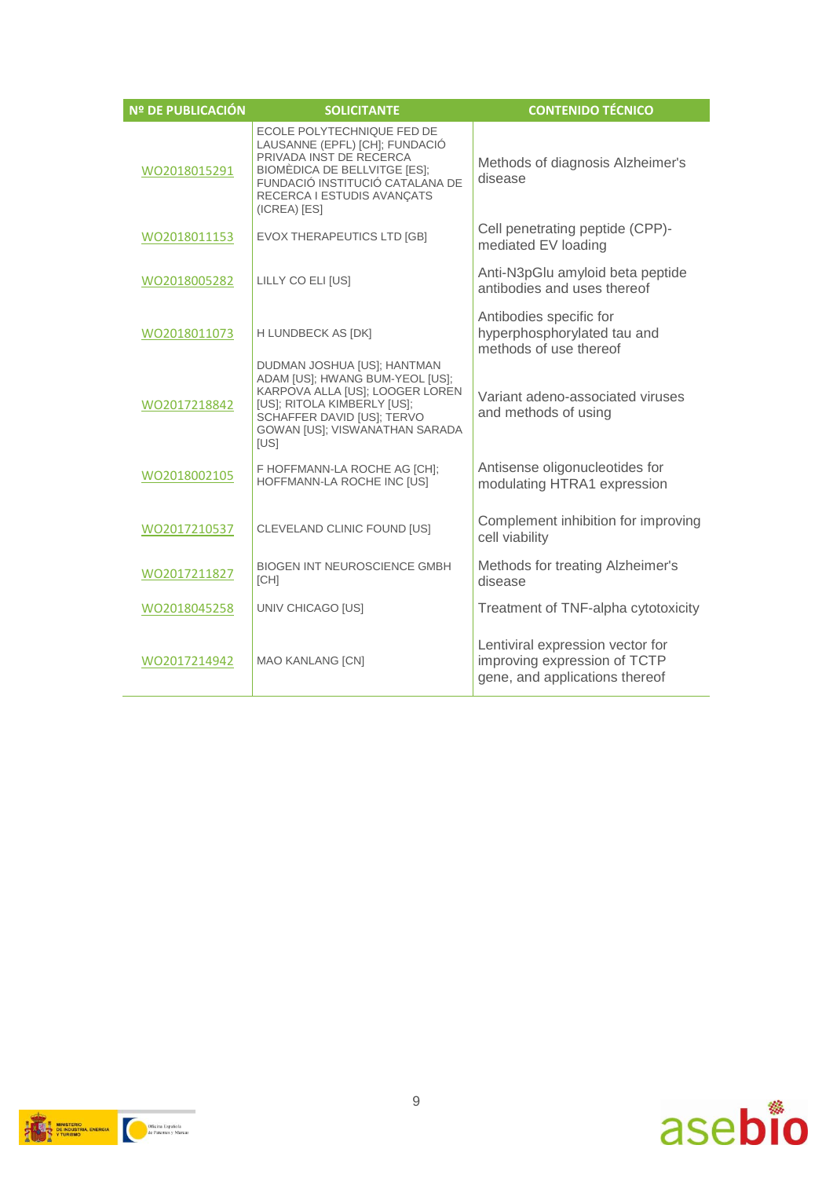| Nº DE PUBLICACIÓN | SOLICITANTE | CONTENIDO TÉCNICO |
| --- | --- | --- |
| WO2018015291 | ECOLE POLYTECHNIQUE FED DE LAUSANNE (EPFL) [CH]; FUNDACIÓ PRIVADA INST DE RECERCA BIOMÈDICA DE BELLVITGE [ES]; FUNDACIÓ INSTITUCIÓ CATALANA DE RECERCA I ESTUDIS AVANÇATS (ICREA) [ES] | Methods of diagnosis Alzheimer's disease |
| WO2018011153 | EVOX THERAPEUTICS LTD [GB] | Cell penetrating peptide (CPP)-mediated EV loading |
| WO2018005282 | LILLY CO ELI [US] | Anti-N3pGlu amyloid beta peptide antibodies and uses thereof |
| WO2018011073 | H LUNDBECK AS [DK] | Antibodies specific for hyperphosphorylated tau and methods of use thereof |
| WO2017218842 | DUDMAN JOSHUA [US]; HANTMAN ADAM [US]; HWANG BUM-YEOL [US]; KARPOVA ALLA [US]; LOOGER LOREN [US]; RITOLA KIMBERLY [US]; SCHAFFER DAVID [US]; TERVO GOWAN [US]; VISWANATHAN SARADA [US] | Variant adeno-associated viruses and methods of using |
| WO2018002105 | F HOFFMANN-LA ROCHE AG [CH]; HOFFMANN-LA ROCHE INC [US] | Antisense oligonucleotides for modulating HTRA1 expression |
| WO2017210537 | CLEVELAND CLINIC FOUND [US] | Complement inhibition for improving cell viability |
| WO2017211827 | BIOGEN INT NEUROSCIENCE GMBH [CH] | Methods for treating Alzheimer's disease |
| WO2018045258 | UNIV CHICAGO [US] | Treatment of TNF-alpha cytotoxicity |
| WO2017214942 | MAO KANLANG [CN] | Lentiviral expression vector for improving expression of TCTP gene, and applications thereof |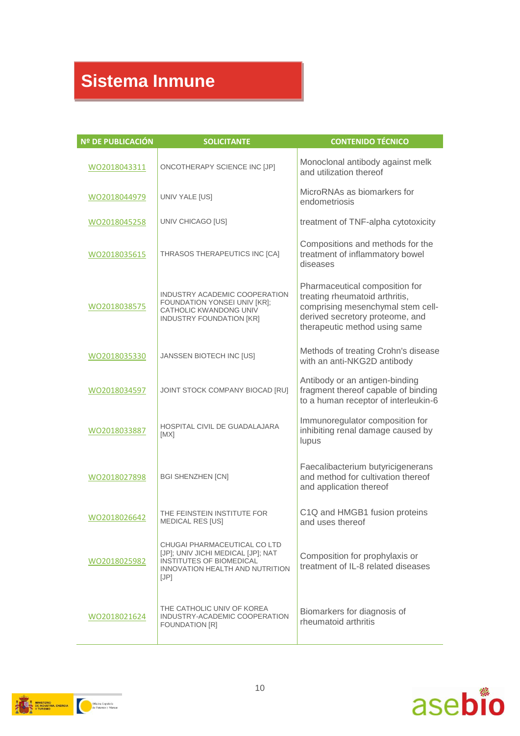# Sistema Inmune

| Nº DE PUBLICACIÓN | SOLICITANTE | CONTENIDO TÉCNICO |
|---|---|---|
| WO2018043311 | ONCOTHERAPY SCIENCE INC [JP] | Monoclonal antibody against melk and utilization thereof |
| WO2018044979 | UNIV YALE [US] | MicroRNAs as biomarkers for endometriosis |
| WO2018045258 | UNIV CHICAGO [US] | treatment of TNF-alpha cytotoxicity |
| WO2018035615 | THRASOS THERAPEUTICS INC [CA] | Compositions and methods for the treatment of inflammatory bowel diseases |
| WO2018038575 | INDUSTRY ACADEMIC COOPERATION FOUNDATION YONSEI UNIV [KR]; CATHOLIC KWANDONG UNIV INDUSTRY FOUNDATION [KR] | Pharmaceutical composition for treating rheumatoid arthritis, comprising mesenchymal stem cell-derived secretory proteome, and therapeutic method using same |
| WO2018035330 | JANSSEN BIOTECH INC [US] | Methods of treating Crohn's disease with an anti-NKG2D antibody |
| WO2018034597 | JOINT STOCK COMPANY BIOCAD [RU] | Antibody or an antigen-binding fragment thereof capable of binding to a human receptor of interleukin-6 |
| WO2018033887 | HOSPITAL CIVIL DE GUADALAJARA [MX] | Immunoregulator composition for inhibiting renal damage caused by lupus |
| WO2018027898 | BGI SHENZHEN [CN] | Faecalibacterium butyricigenerans and method for cultivation thereof and application thereof |
| WO2018026642 | THE FEINSTEIN INSTITUTE FOR MEDICAL RES [US] | C1Q and HMGB1 fusion proteins and uses thereof |
| WO2018025982 | CHUGAI PHARMACEUTICAL CO LTD [JP]; UNIV JICHI MEDICAL [JP]; NAT INSTITUTES OF BIOMEDICAL INNOVATION HEALTH AND NUTRITION [JP] | Composition for prophylaxis or treatment of IL-8 related diseases |
| WO2018021624 | THE CATHOLIC UNIV OF KOREA INDUSTRY-ACADEMIC COOPERATION FOUNDATION [R] | Biomarkers for diagnosis of rheumatoid arthritis |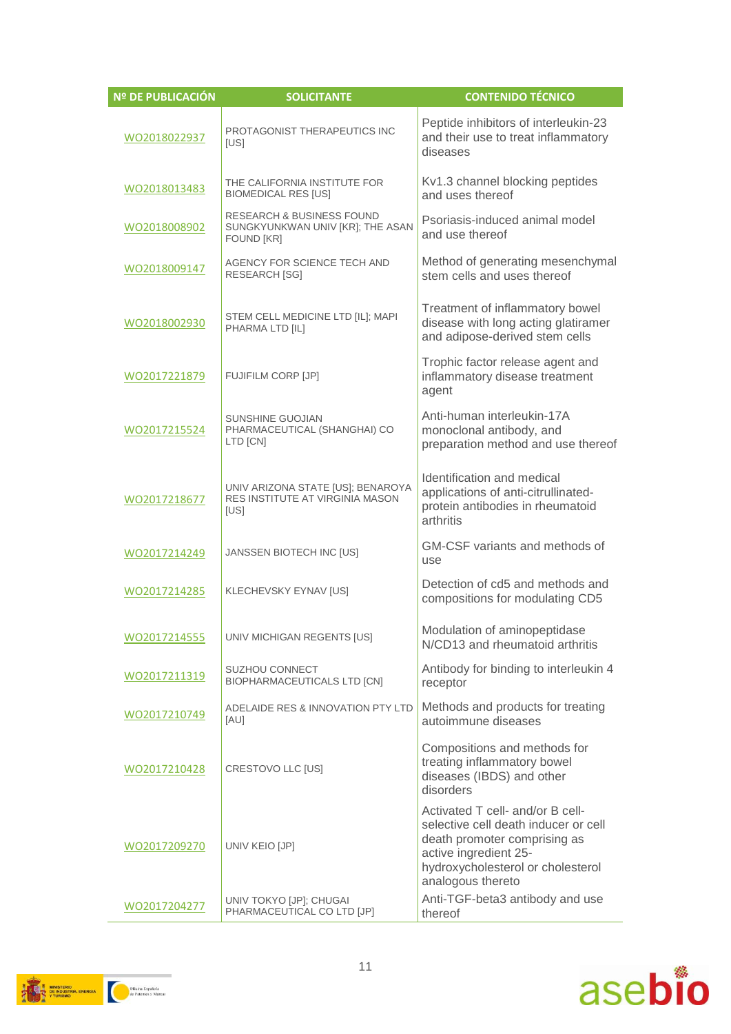| Nº DE PUBLICACIÓN | SOLICITANTE | CONTENIDO TÉCNICO |
| --- | --- | --- |
| WO2018022937 | PROTAGONIST THERAPEUTICS INC [US] | Peptide inhibitors of interleukin-23 and their use to treat inflammatory diseases |
| WO2018013483 | THE CALIFORNIA INSTITUTE FOR BIOMEDICAL RES [US] | Kv1.3 channel blocking peptides and uses thereof |
| WO2018008902 | RESEARCH & BUSINESS FOUND SUNGKYUNKWAN UNIV [KR]; THE ASAN FOUND [KR] | Psoriasis-induced animal model and use thereof |
| WO2018009147 | AGENCY FOR SCIENCE TECH AND RESEARCH [SG] | Method of generating mesenchymal stem cells and uses thereof |
| WO2018002930 | STEM CELL MEDICINE LTD [IL]; MAPI PHARMA LTD [IL] | Treatment of inflammatory bowel disease with long acting glatiramer and adipose-derived stem cells |
| WO2017221879 | FUJIFILM CORP [JP] | Trophic factor release agent and inflammatory disease treatment agent |
| WO2017215524 | SUNSHINE GUOJIAN PHARMACEUTICAL (SHANGHAI) CO LTD [CN] | Anti-human interleukin-17A monoclonal antibody, and preparation method and use thereof |
| WO2017218677 | UNIV ARIZONA STATE [US]; BENAROYA RES INSTITUTE AT VIRGINIA MASON [US] | Identification and medical applications of anti-citrullinated-protein antibodies in rheumatoid arthritis |
| WO2017214249 | JANSSEN BIOTECH INC [US] | GM-CSF variants and methods of use |
| WO2017214285 | KLECHEVSKY EYNAV [US] | Detection of cd5 and methods and compositions for modulating CD5 |
| WO2017214555 | UNIV MICHIGAN REGENTS [US] | Modulation of aminopeptidase N/CD13 and rheumatoid arthritis |
| WO2017211319 | SUZHOU CONNECT BIOPHARMACEUTICALS LTD [CN] | Antibody for binding to interleukin 4 receptor |
| WO2017210749 | ADELAIDE RES & INNOVATION PTY LTD [AU] | Methods and products for treating autoimmune diseases |
| WO2017210428 | CRESTOVO LLC [US] | Compositions and methods for treating inflammatory bowel diseases (IBDS) and other disorders |
| WO2017209270 | UNIV KEIO [JP] | Activated T cell- and/or B cell-selective cell death inducer or cell death promoter comprising as active ingredient 25-hydroxycholesterol or cholesterol analogous thereto |
| WO2017204277 | UNIV TOKYO [JP]; CHUGAI PHARMACEUTICAL CO LTD [JP] | Anti-TGF-beta3 antibody and use thereof |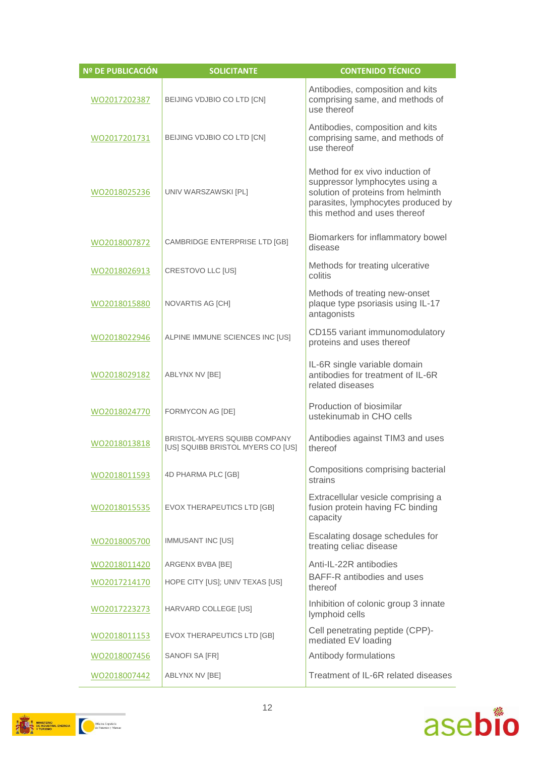| Nº DE PUBLICACIÓN | SOLICITANTE | CONTENIDO TÉCNICO |
|---|---|---|
| WO2017202387 | BEIJING VDJBIO CO LTD [CN] | Antibodies, composition and kits comprising same, and methods of use thereof |
| WO2017201731 | BEIJING VDJBIO CO LTD [CN] | Antibodies, composition and kits comprising same, and methods of use thereof |
| WO2018025236 | UNIV WARSZAWSKI [PL] | Method for ex vivo induction of suppressor lymphocytes using a solution of proteins from helminth parasites, lymphocytes produced by this method and uses thereof |
| WO2018007872 | CAMBRIDGE ENTERPRISE LTD [GB] | Biomarkers for inflammatory bowel disease |
| WO2018026913 | CRESTOVO LLC [US] | Methods for treating ulcerative colitis |
| WO2018015880 | NOVARTIS AG [CH] | Methods of treating new-onset plaque type psoriasis using IL-17 antagonists |
| WO2018022946 | ALPINE IMMUNE SCIENCES INC [US] | CD155 variant immunomodulatory proteins and uses thereof |
| WO2018029182 | ABLYNX NV [BE] | IL-6R single variable domain antibodies for treatment of IL-6R related diseases |
| WO2018024770 | FORMYCON AG [DE] | Production of biosimilar ustekinumab in CHO cells |
| WO2018013818 | BRISTOL-MYERS SQUIBB COMPANY [US] SQUIBB BRISTOL MYERS CO [US] | Antibodies against TIM3 and uses thereof |
| WO2018011593 | 4D PHARMA PLC [GB] | Compositions comprising bacterial strains |
| WO2018015535 | EVOX THERAPEUTICS LTD [GB] | Extracellular vesicle comprising a fusion protein having FC binding capacity |
| WO2018005700 | IMMUSANT INC [US] | Escalating dosage schedules for treating celiac disease |
| WO2018011420 | ARGENX BVBA [BE] | Anti-IL-22R antibodies |
| WO2017214170 | HOPE CITY [US]; UNIV TEXAS [US] | BAFF-R antibodies and uses thereof |
| WO2017223273 | HARVARD COLLEGE [US] | Inhibition of colonic group 3 innate lymphoid cells |
| WO2018011153 | EVOX THERAPEUTICS LTD [GB] | Cell penetrating peptide (CPP)-mediated EV loading |
| WO2018007456 | SANOFI SA [FR] | Antibody formulations |
| WO2018007442 | ABLYNX NV [BE] | Treatment of IL-6R related diseases |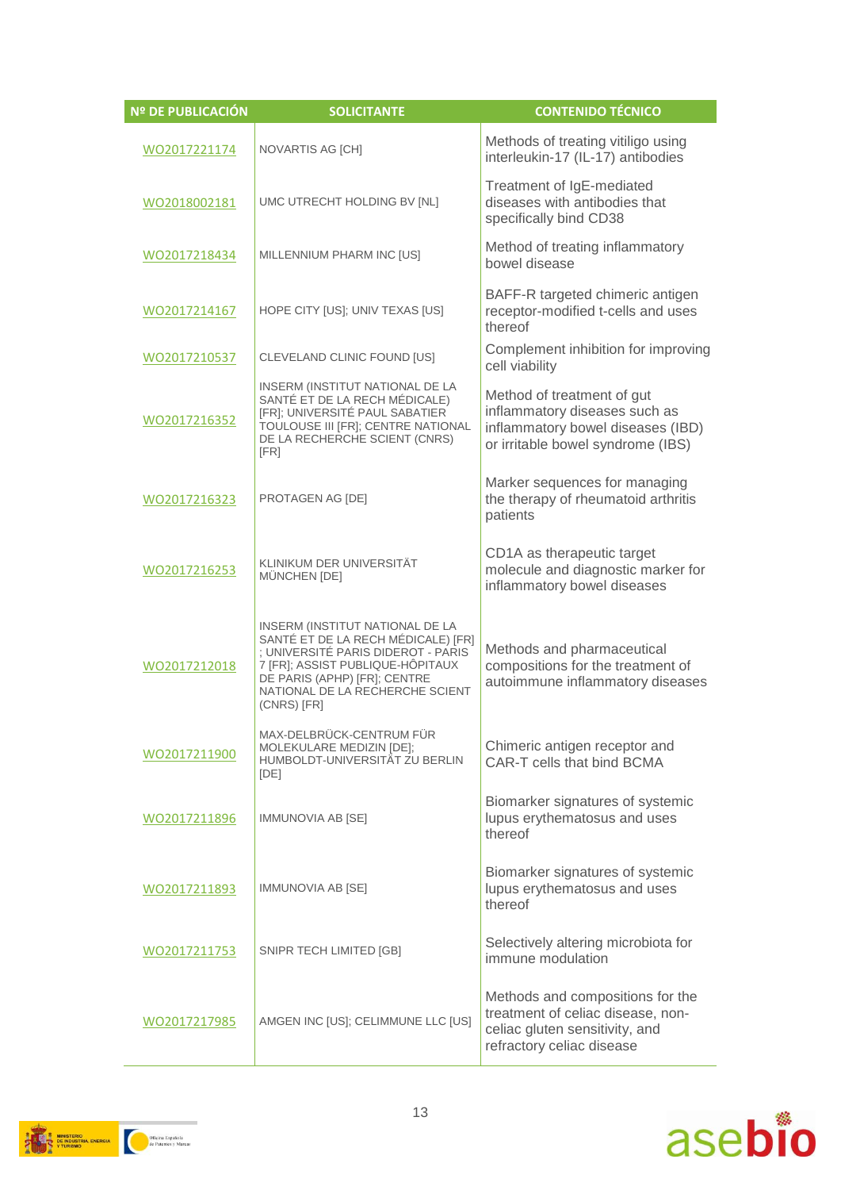| Nº DE PUBLICACIÓN | SOLICITANTE | CONTENIDO TÉCNICO |
|---|---|---|
| WO2017221174 | NOVARTIS AG [CH] | Methods of treating vitiligo using interleukin-17 (IL-17) antibodies |
| WO2018002181 | UMC UTRECHT HOLDING BV [NL] | Treatment of IgE-mediated diseases with antibodies that specifically bind CD38 |
| WO2017218434 | MILLENNIUM PHARM INC [US] | Method of treating inflammatory bowel disease |
| WO2017214167 | HOPE CITY [US]; UNIV TEXAS [US] | BAFF-R targeted chimeric antigen receptor-modified t-cells and uses thereof |
| WO2017210537 | CLEVELAND CLINIC FOUND [US] | Complement inhibition for improving cell viability |
| WO2017216352 | INSERM (INSTITUT NATIONAL DE LA SANTÉ ET DE LA RECH MÉDICALE) [FR]; UNIVERSITÉ PAUL SABATIER TOULOUSE III [FR]; CENTRE NATIONAL DE LA RECHERCHE SCIENT (CNRS) [FR] | Method of treatment of gut inflammatory diseases such as inflammatory bowel diseases (IBD) or irritable bowel syndrome (IBS) |
| WO2017216323 | PROTAGEN AG [DE] | Marker sequences for managing the therapy of rheumatoid arthritis patients |
| WO2017216253 | KLINIKUM DER UNIVERSITÄT MÜNCHEN [DE] | CD1A as therapeutic target molecule and diagnostic marker for inflammatory bowel diseases |
| WO2017212018 | INSERM (INSTITUT NATIONAL DE LA SANTÉ ET DE LA RECH MÉDICALE) [FR] ; UNIVERSITÉ PARIS DIDEROT - PARIS 7 [FR]; ASSIST PUBLIQUE-HÔPITAUX DE PARIS (APHP) [FR]; CENTRE NATIONAL DE LA RECHERCHE SCIENT (CNRS) [FR] | Methods and pharmaceutical compositions for the treatment of autoimmune inflammatory diseases |
| WO2017211900 | MAX-DELBRÜCK-CENTRUM FÜR MOLEKULARE MEDIZIN [DE]; HUMBOLDT-UNIVERSITÄT ZU BERLIN [DE] | Chimeric antigen receptor and CAR-T cells that bind BCMA |
| WO2017211896 | IMMUNOVIA AB [SE] | Biomarker signatures of systemic lupus erythematosus and uses thereof |
| WO2017211893 | IMMUNOVIA AB [SE] | Biomarker signatures of systemic lupus erythematosus and uses thereof |
| WO2017211753 | SNIPR TECH LIMITED [GB] | Selectively altering microbiota for immune modulation |
| WO2017217985 | AMGEN INC [US]; CELIMMUNE LLC [US] | Methods and compositions for the treatment of celiac disease, non-celiac gluten sensitivity, and refractory celiac disease |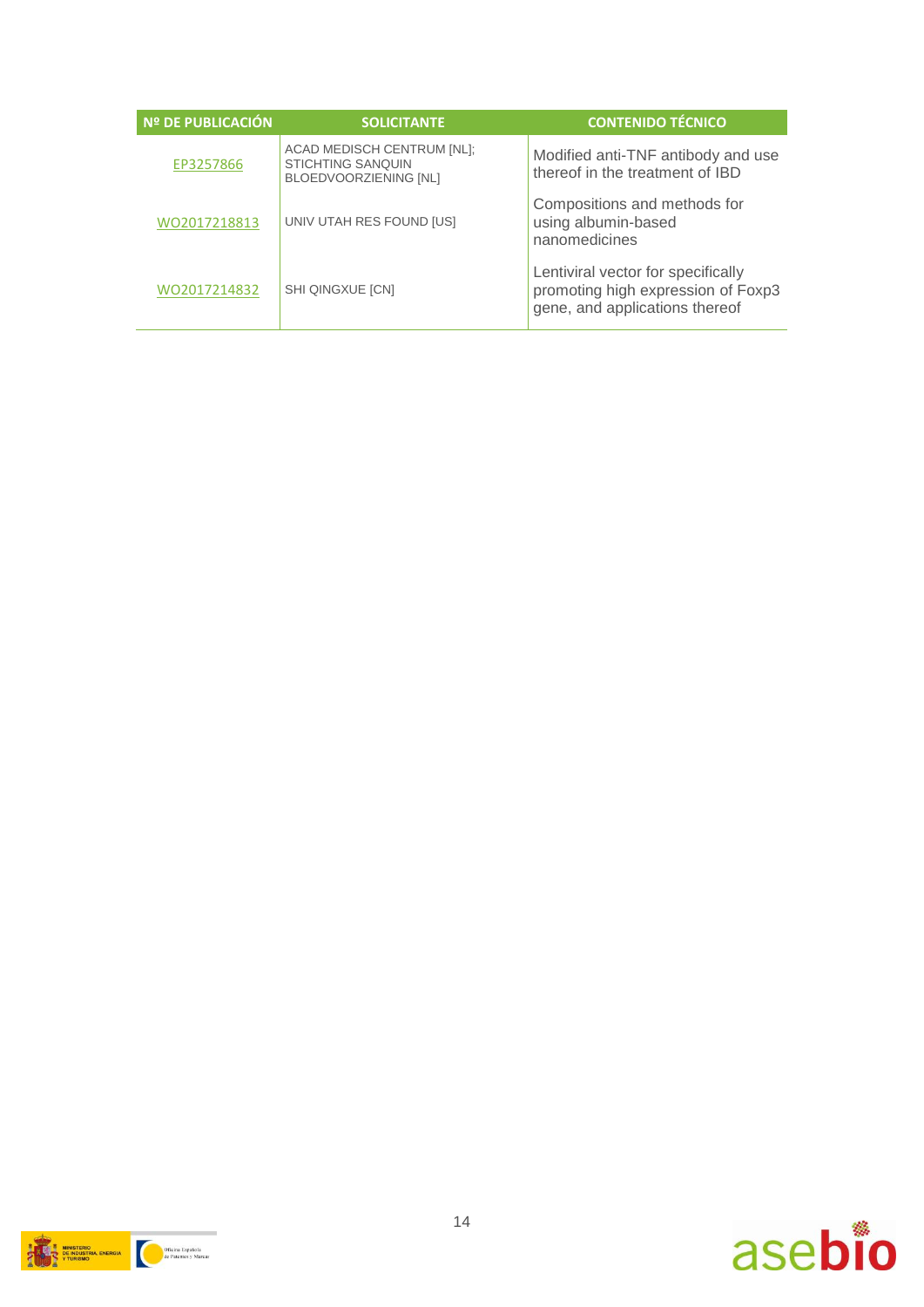| Nº DE PUBLICACIÓN | SOLICITANTE | CONTENIDO TÉCNICO |
|---|---|---|
| EP3257866 | ACAD MEDISCH CENTRUM [NL]; STICHTING SANQUIN BLOEDVOORZIENING [NL] | Modified anti-TNF antibody and use thereof in the treatment of IBD |
| WO2017218813 | UNIV UTAH RES FOUND [US] | Compositions and methods for using albumin-based nanomedicines |
| WO2017214832 | SHI QINGXUE [CN] | Lentiviral vector for specifically promoting high expression of Foxp3 gene, and applications thereof |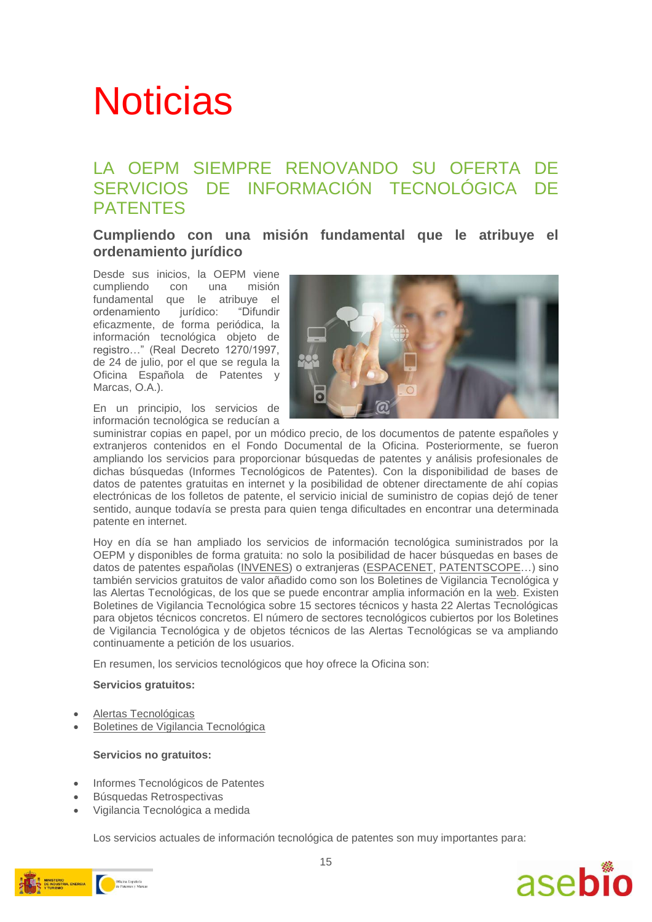# Noticias

## LA OEPM SIEMPRE RENOVANDO SU OFERTA DE SERVICIOS DE INFORMACIÓN TECNOLÓGICA DE PATENTES

### Cumpliendo con una misión fundamental que le atribuye el ordenamiento jurídico

Desde sus inicios, la OEPM viene cumpliendo con una misión fundamental que le atribuye el ordenamiento jurídico: "Difundir eficazmente, de forma periódica, la información tecnológica objeto de registro…" (Real Decreto 1270/1997, de 24 de julio, por el que se regula la Oficina Española de Patentes y Marcas, O.A.).

En un principio, los servicios de información tecnológica se reducían a suministrar copias en papel, por un módico precio, de los documentos de patente españoles y extranjeros contenidos en el Fondo Documental de la Oficina. Posteriormente, se fueron ampliando los servicios para proporcionar búsquedas de patentes y análisis profesionales de dichas búsquedas (Informes Tecnológicos de Patentes). Con la disponibilidad de bases de datos de patentes gratuitas en internet y la posibilidad de obtener directamente de ahí copias electrónicas de los folletos de patente, el servicio inicial de suministro de copias dejó de tener sentido, aunque todavía se presta para quien tenga dificultades en encontrar una determinada patente en internet.

Hoy en día se han ampliado los servicios de información tecnológica suministrados por la OEPM y disponibles de forma gratuita: no solo la posibilidad de hacer búsquedas en bases de datos de patentes españolas (INVENES) o extranjeras (ESPACENET, PATENTSCOPE…) sino también servicios gratuitos de valor añadido como son los Boletines de Vigilancia Tecnológica y las Alertas Tecnológicas, de los que se puede encontrar amplia información en la web. Existen Boletines de Vigilancia Tecnológica sobre 15 sectores técnicos y hasta 22 Alertas Tecnológicas para objetos técnicos concretos. El número de sectores tecnológicos cubiertos por los Boletines de Vigilancia Tecnológica y de objetos técnicos de las Alertas Tecnológicas se va ampliando continuamente a petición de los usuarios.

En resumen, los servicios tecnológicos que hoy ofrece la Oficina son:

**Servicios gratuitos:**

- Alertas Tecnológicas
- Boletines de Vigilancia Tecnológica

**Servicios no gratuitos:**

- Informes Tecnológicos de Patentes
- Búsquedas Retrospectivas
- Vigilancia Tecnológica a medida

Los servicios actuales de información tecnológica de patentes son muy importantes para: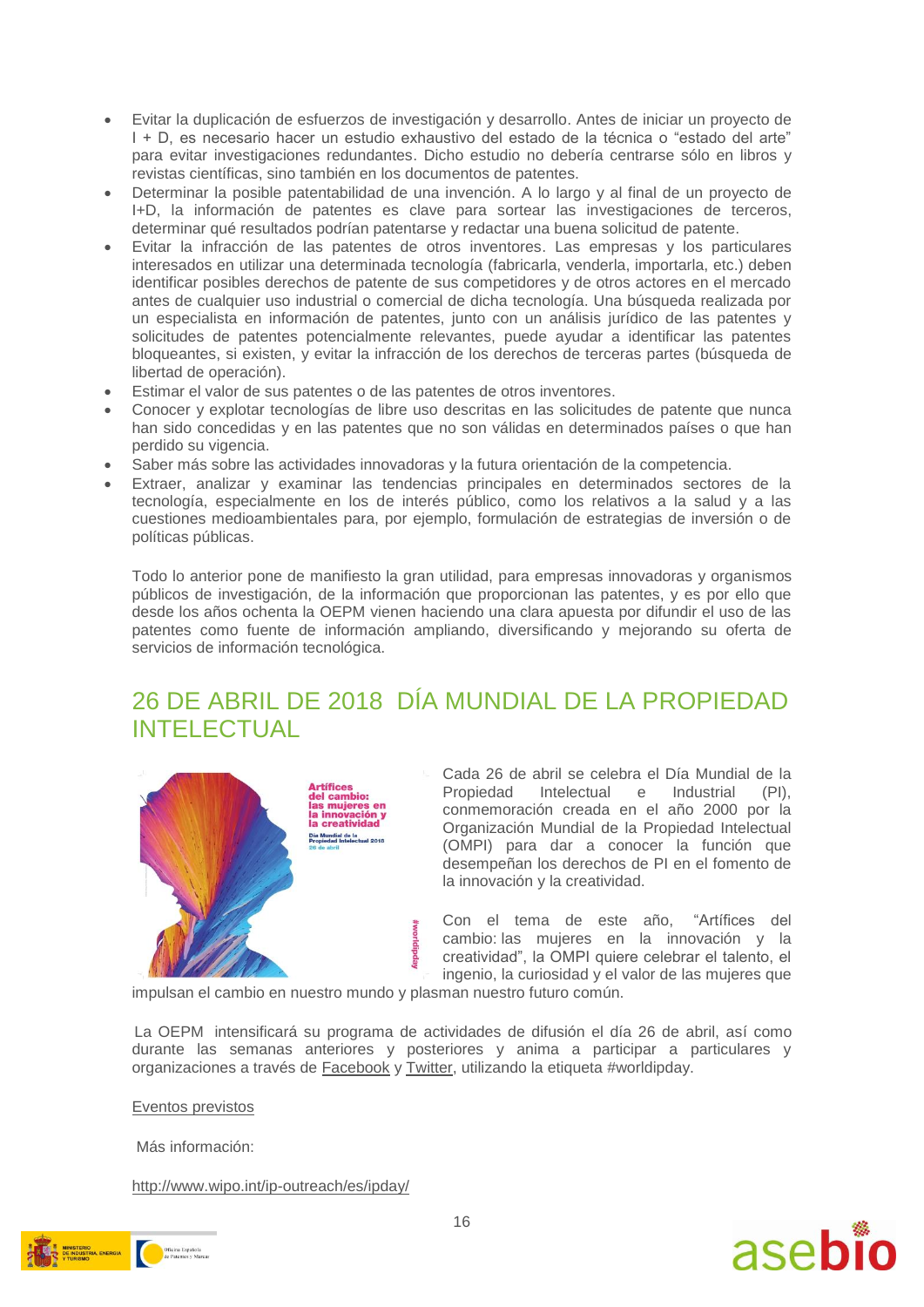- Evitar la duplicación de esfuerzos de investigación y desarrollo. Antes de iniciar un proyecto de I + D, es necesario hacer un estudio exhaustivo del estado de la técnica o “estado del arte” para evitar investigaciones redundantes. Dicho estudio no debería centrarse sólo en libros y revistas científicas, sino también en los documentos de patentes.
- Determinar la posible patentabilidad de una invención. A lo largo y al final de un proyecto de I+D, la información de patentes es clave para sortear las investigaciones de terceros, determinar qué resultados podrían patentarse y redactar una buena solicitud de patente.
- Evitar la infracción de las patentes de otros inventores. Las empresas y los particulares interesados en utilizar una determinada tecnología (fabricarla, venderla, importarla, etc.) deben identificar posibles derechos de patente de sus competidores y de otros actores en el mercado antes de cualquier uso industrial o comercial de dicha tecnología. Una búsqueda realizada por un especialista en información de patentes, junto con un análisis jurídico de las patentes y solicitudes de patentes potencialmente relevantes, puede ayudar a identificar las patentes bloqueantes, si existen, y evitar la infracción de los derechos de terceras partes (búsqueda de libertad de operación).
- Estimar el valor de sus patentes o de las patentes de otros inventores.
- Conocer y explotar tecnologías de libre uso descritas en las solicitudes de patente que nunca han sido concedidas y en las patentes que no son válidas en determinados países o que han perdido su vigencia.
- Saber más sobre las actividades innovadoras y la futura orientación de la competencia.
- Extraer, analizar y examinar las tendencias principales en determinados sectores de la tecnología, especialmente en los de interés público, como los relativos a la salud y a las cuestiones medioambientales para, por ejemplo, formulación de estrategias de inversión o de políticas públicas.

Todo lo anterior pone de manifiesto la gran utilidad, para empresas innovadoras y organismos públicos de investigación, de la información que proporcionan las patentes, y es por ello que desde los años ochenta la OEPM vienen haciendo una clara apuesta por difundir el uso de las patentes como fuente de información ampliando, diversificando y mejorando su oferta de servicios de información tecnológica.

## 26 DE ABRIL DE 2018 DÍA MUNDIAL DE LA PROPIEDAD INTELECTUAL

Cada 26 de abril se celebra el Día Mundial de la Propiedad Intelectual e Industrial (PI), conmemoración creada en el año 2000 por la Organización Mundial de la Propiedad Intelectual (OMPI) para dar a conocer la función que desempeñan los derechos de PI en el fomento de la innovación y la creatividad.

Con el tema de este año, “Artífices del cambio: las mujeres en la innovación y la creatividad”, la OMPI quiere celebrar el talento, el ingenio, la curiosidad y el valor de las mujeres que impulsan el cambio en nuestro mundo y plasman nuestro futuro común.

La OEPM intensificará su programa de actividades de difusión el día 26 de abril, así como durante las semanas anteriores y posteriores y anima a participar a particulares y organizaciones a través de Facebook y Twitter, utilizando la etiqueta #worldipday.

Eventos previstos

Más información:

http://www.wipo.int/ip-outreach/es/ipday/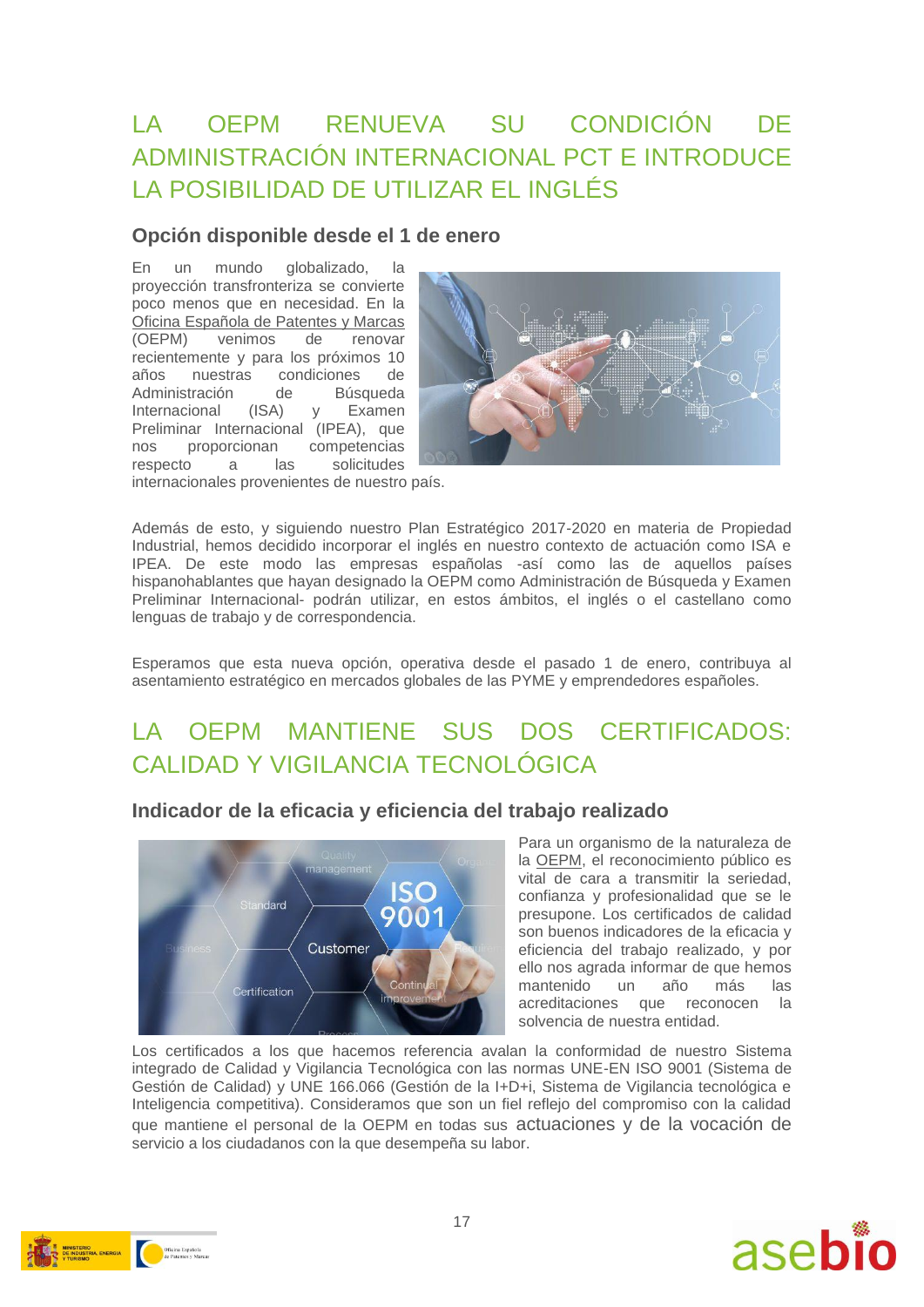# LA OEPM RENUEVA SU CONDICIÓN DE ADMINISTRACIÓN INTERNACIONAL PCT E INTRODUCE LA POSIBILIDAD DE UTILIZAR EL INGLÉS

## Opción disponible desde el 1 de enero

En un mundo globalizado, la proyección transfronteriza se convierte poco menos que en necesidad. En la Oficina Española de Patentes y Marcas (OEPM) venimos de renovar recientemente y para los próximos 10 años nuestras condiciones de Administración de Búsqueda Internacional (ISA) y Examen Preliminar Internacional (IPEA), que nos proporcionan competencias respecto a las solicitudes internacionales provenientes de nuestro país.

Además de esto, y siguiendo nuestro Plan Estratégico 2017-2020 en materia de Propiedad Industrial, hemos decidido incorporar el inglés en nuestro contexto de actuación como ISA e IPEA. De este modo las empresas españolas -así como las de aquellos países hispanohablantes que hayan designado la OEPM como Administración de Búsqueda y Examen Preliminar Internacional- podrán utilizar, en estos ámbitos, el inglés o el castellano como lenguas de trabajo y de correspondencia.

Esperamos que esta nueva opción, operativa desde el pasado 1 de enero, contribuya al asentamiento estratégico en mercados globales de las PYME y emprendedores españoles.

# LA OEPM MANTIENE SUS DOS CERTIFICADOS: CALIDAD Y VIGILANCIA TECNOLÓGICA

## Indicador de la eficacia y eficiencia del trabajo realizado

Para un organismo de la naturaleza de la OEPM, el reconocimiento público es vital de cara a transmitir la seriedad, confianza y profesionalidad que se le presupone. Los certificados de calidad son buenos indicadores de la eficacia y eficiencia del trabajo realizado, y por ello nos agrada informar de que hemos mantenido un año más las acreditaciones que reconocen la solvencia de nuestra entidad.

Los certificados a los que hacemos referencia avalan la conformidad de nuestro Sistema integrado de Calidad y Vigilancia Tecnológica con las normas UNE-EN ISO 9001 (Sistema de Gestión de Calidad) y UNE 166.066 (Gestión de la I+D+i, Sistema de Vigilancia tecnológica e Inteligencia competitiva). Consideramos que son un fiel reflejo del compromiso con la calidad que mantiene el personal de la OEPM en todas sus actuaciones y de la vocación de servicio a los ciudadanos con la que desempeña su labor.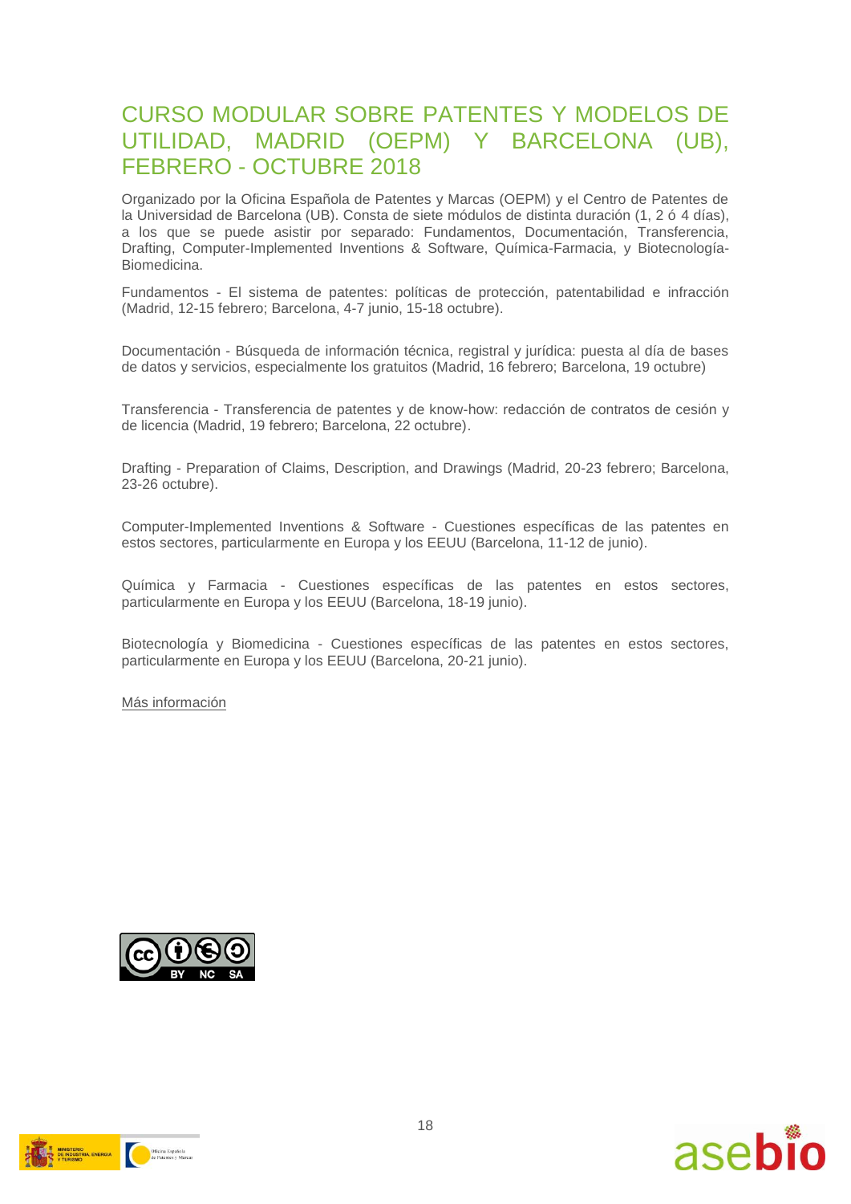## CURSO MODULAR SOBRE PATENTES Y MODELOS DE UTILIDAD, MADRID (OEPM) Y BARCELONA (UB), FEBRERO - OCTUBRE 2018

Organizado por la Oficina Española de Patentes y Marcas (OEPM) y el Centro de Patentes de la Universidad de Barcelona (UB). Consta de siete módulos de distinta duración (1, 2 ó 4 días), a los que se puede asistir por separado: Fundamentos, Documentación, Transferencia, Drafting, Computer-Implemented Inventions & Software, Química-Farmacia, y Biotecnología-Biomedicina.

Fundamentos - El sistema de patentes: políticas de protección, patentabilidad e infracción (Madrid, 12-15 febrero; Barcelona, 4-7 junio, 15-18 octubre).

Documentación - Búsqueda de información técnica, registral y jurídica: puesta al día de bases de datos y servicios, especialmente los gratuitos (Madrid, 16 febrero; Barcelona, 19 octubre)

Transferencia - Transferencia de patentes y de know-how: redacción de contratos de cesión y de licencia (Madrid, 19 febrero; Barcelona, 22 octubre).

Drafting - Preparation of Claims, Description, and Drawings (Madrid, 20-23 febrero; Barcelona, 23-26 octubre).

Computer-Implemented Inventions & Software - Cuestiones específicas de las patentes en estos sectores, particularmente en Europa y los EEUU (Barcelona, 11-12 de junio).

Química y Farmacia - Cuestiones específicas de las patentes en estos sectores, particularmente en Europa y los EEUU (Barcelona, 18-19 junio).

Biotecnología y Biomedicina - Cuestiones específicas de las patentes en estos sectores, particularmente en Europa y los EEUU (Barcelona, 20-21 junio).

Más información